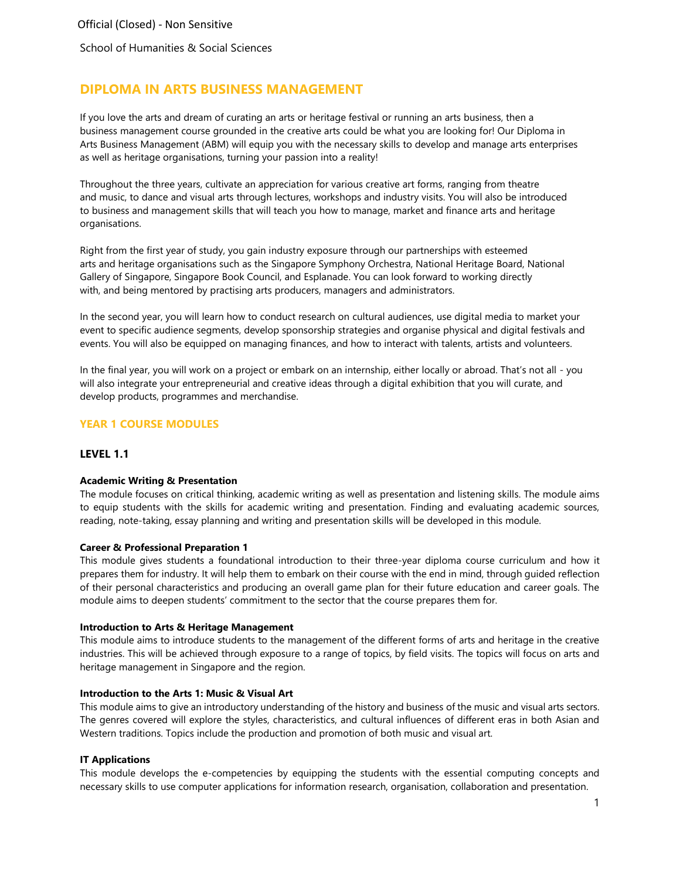Official (Closed) - Non Sensitive

School of Humanities & Social Sciences

# DIPLOMA IN ARTS BUSINESS MANAGEMENT

If you love the arts and dream of curating an arts or heritage festival or running an arts business, then a business management course grounded in the creative arts could be what you are looking for! Our Diploma in Arts Business Management (ABM) will equip you with the necessary skills to develop and manage arts enterprises as well as heritage organisations, turning your passion into a reality!

Throughout the three years, cultivate an appreciation for various creative art forms, ranging from theatre and music, to dance and visual arts through lectures, workshops and industry visits. You will also be introduced to business and management skills that will teach you how to manage, market and finance arts and heritage organisations.

Right from the first year of study, you gain industry exposure through our partnerships with esteemed arts and heritage organisations such as the Singapore Symphony Orchestra, National Heritage Board, National Gallery of Singapore, Singapore Book Council, and Esplanade. You can look forward to working directly with, and being mentored by practising arts producers, managers and administrators.

In the second year, you will learn how to conduct research on cultural audiences, use digital media to market your event to specific audience segments, develop sponsorship strategies and organise physical and digital festivals and events. You will also be equipped on managing finances, and how to interact with talents, artists and volunteers.

In the final year, you will work on a project or embark on an internship, either locally or abroad. That's not all - you will also integrate your entrepreneurial and creative ideas through a digital exhibition that you will curate, and develop products, programmes and merchandise.

## YEAR 1 COURSE MODULES

### LEVEL 1.1

**Academic Writing & Presentation**
The module focuses on critical thinking, academic writing as well as presentation and listening skills. The module aims to equip students with the skills for academic writing and presentation. Finding and evaluating academic sources, reading, note-taking, essay planning and writing and presentation skills will be developed in this module.

**Career & Professional Preparation 1**
This module gives students a foundational introduction to their three-year diploma course curriculum and how it prepares them for industry. It will help them to embark on their course with the end in mind, through guided reflection of their personal characteristics and producing an overall game plan for their future education and career goals. The module aims to deepen students' commitment to the sector that the course prepares them for.

**Introduction to Arts & Heritage Management**
This module aims to introduce students to the management of the different forms of arts and heritage in the creative industries. This will be achieved through exposure to a range of topics, by field visits. The topics will focus on arts and heritage management in Singapore and the region.

**Introduction to the Arts 1: Music & Visual Art**
This module aims to give an introductory understanding of the history and business of the music and visual arts sectors. The genres covered will explore the styles, characteristics, and cultural influences of different eras in both Asian and Western traditions. Topics include the production and promotion of both music and visual art.

**IT Applications**
This module develops the e-competencies by equipping the students with the essential computing concepts and necessary skills to use computer applications for information research, organisation, collaboration and presentation.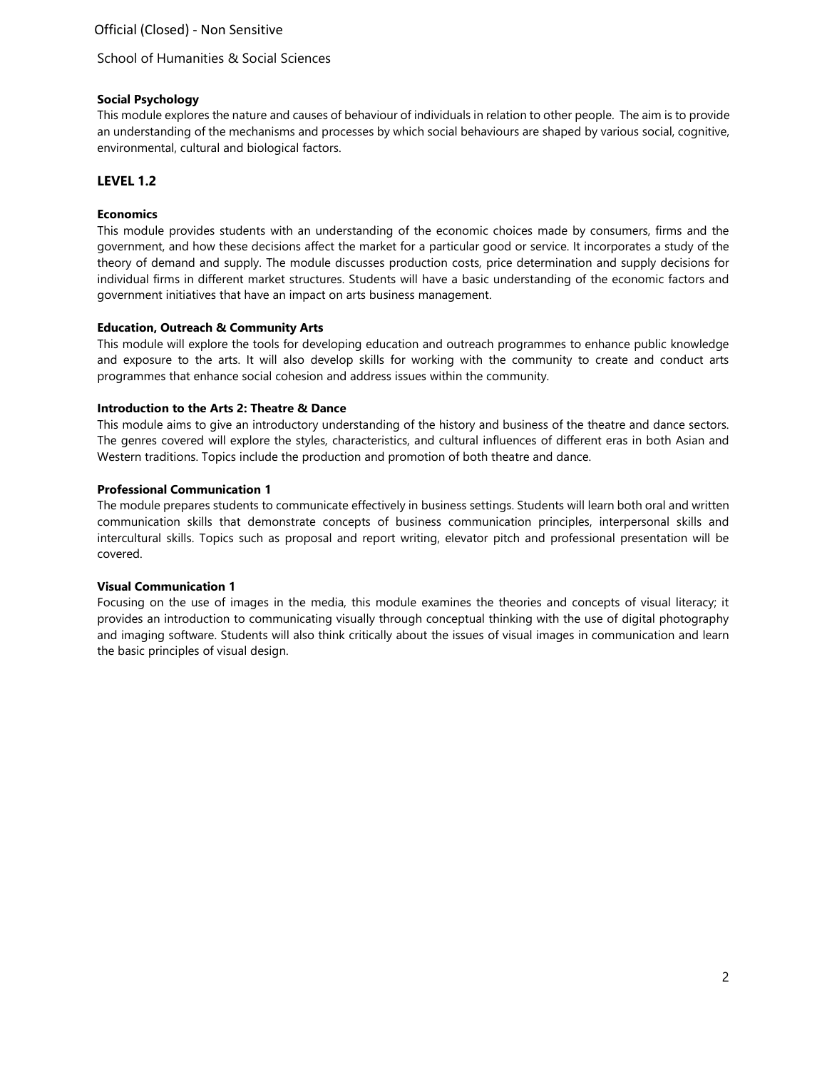**Social Psychology**

This module explores the nature and causes of behaviour of individuals in relation to other people. The aim is to provide an understanding of the mechanisms and processes by which social behaviours are shaped by various social, cognitive, environmental, cultural and biological factors.

## LEVEL 1.2

**Economics**

This module provides students with an understanding of the economic choices made by consumers, firms and the government, and how these decisions affect the market for a particular good or service. It incorporates a study of the theory of demand and supply. The module discusses production costs, price determination and supply decisions for individual firms in different market structures. Students will have a basic understanding of the economic factors and government initiatives that have an impact on arts business management.

**Education, Outreach & Community Arts**

This module will explore the tools for developing education and outreach programmes to enhance public knowledge and exposure to the arts. It will also develop skills for working with the community to create and conduct arts programmes that enhance social cohesion and address issues within the community.

**Introduction to the Arts 2: Theatre & Dance**

This module aims to give an introductory understanding of the history and business of the theatre and dance sectors. The genres covered will explore the styles, characteristics, and cultural influences of different eras in both Asian and Western traditions. Topics include the production and promotion of both theatre and dance.

**Professional Communication 1**

The module prepares students to communicate effectively in business settings. Students will learn both oral and written communication skills that demonstrate concepts of business communication principles, interpersonal skills and intercultural skills. Topics such as proposal and report writing, elevator pitch and professional presentation will be covered.

**Visual Communication 1**

Focusing on the use of images in the media, this module examines the theories and concepts of visual literacy; it provides an introduction to communicating visually through conceptual thinking with the use of digital photography and imaging software. Students will also think critically about the issues of visual images in communication and learn the basic principles of visual design.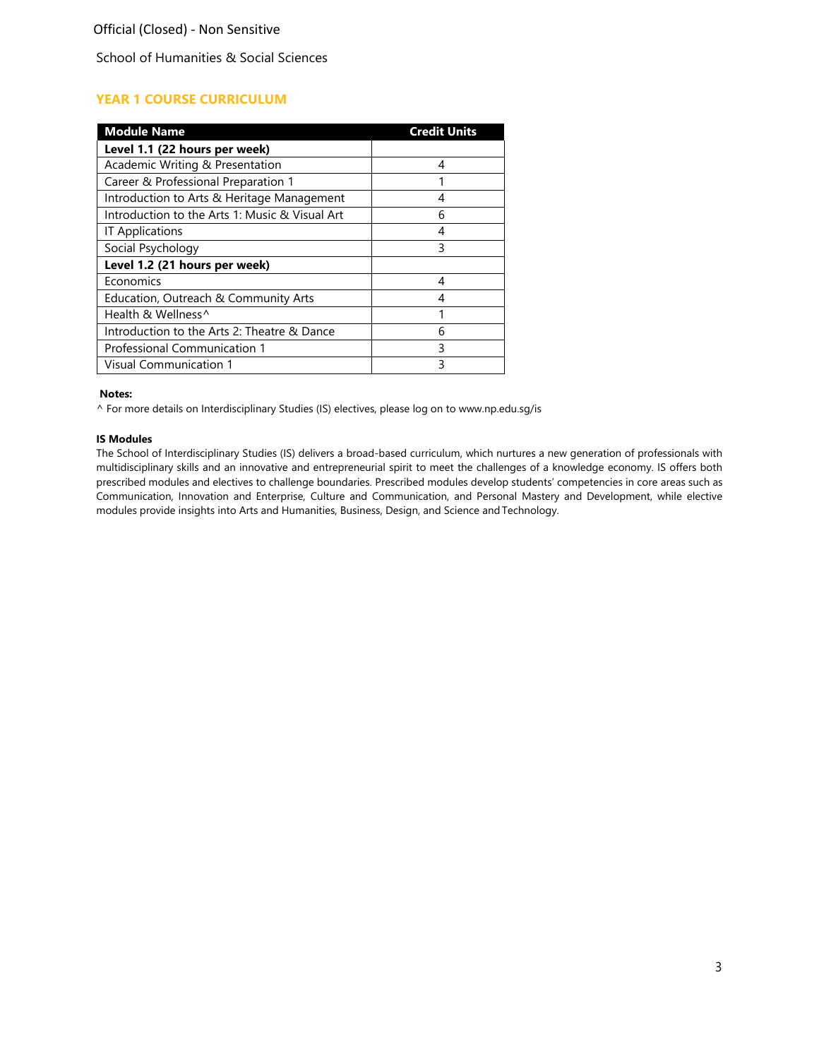School of Humanities & Social Sciences

## YEAR 1 COURSE CURRICULUM

| Module Name | Credit Units |
| --- | --- |
| **Level 1.1 (22 hours per week)** | |
| Academic Writing & Presentation | 4 |
| Career & Professional Preparation 1 | 1 |
| Introduction to Arts & Heritage Management | 4 |
| Introduction to the Arts 1: Music & Visual Art | 6 |
| IT Applications | 4 |
| Social Psychology | 3 |
| **Level 1.2 (21 hours per week)** | |
| Economics | 4 |
| Education, Outreach & Community Arts | 4 |
| Health & Wellness^ | 1 |
| Introduction to the Arts 2: Theatre & Dance | 6 |
| Professional Communication 1 | 3 |
| Visual Communication 1 | 3 |

**Notes:**

^ For more details on Interdisciplinary Studies (IS) electives, please log on to www.np.edu.sg/is

**IS Modules**

The School of Interdisciplinary Studies (IS) delivers a broad-based curriculum, which nurtures a new generation of professionals with multidisciplinary skills and an innovative and entrepreneurial spirit to meet the challenges of a knowledge economy. IS offers both prescribed modules and electives to challenge boundaries. Prescribed modules develop students' competencies in core areas such as Communication, Innovation and Enterprise, Culture and Communication, and Personal Mastery and Development, while elective modules provide insights into Arts and Humanities, Business, Design, and Science and Technology.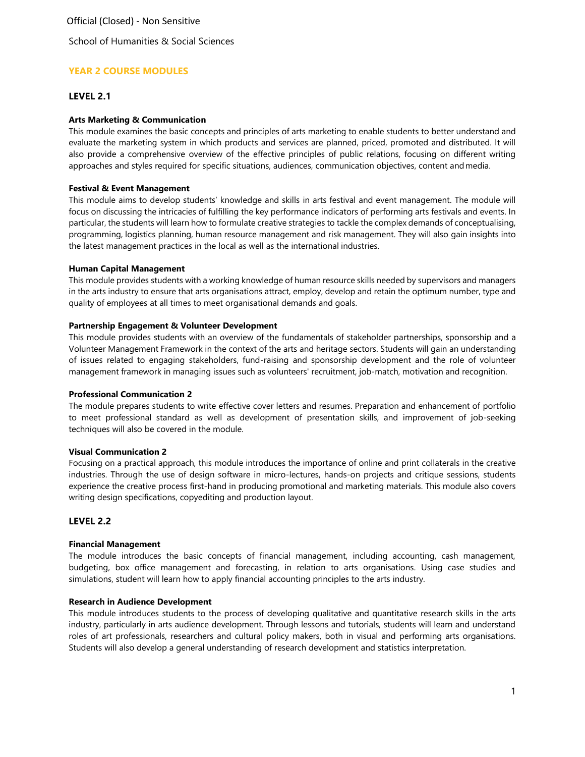School of Humanities & Social Sciences

## YEAR 2 COURSE MODULES

### LEVEL 2.1

**Arts Marketing & Communication**

This module examines the basic concepts and principles of arts marketing to enable students to better understand and evaluate the marketing system in which products and services are planned, priced, promoted and distributed. It will also provide a comprehensive overview of the effective principles of public relations, focusing on different writing approaches and styles required for specific situations, audiences, communication objectives, content and media.

**Festival & Event Management**

This module aims to develop students' knowledge and skills in arts festival and event management. The module will focus on discussing the intricacies of fulfilling the key performance indicators of performing arts festivals and events. In particular, the students will learn how to formulate creative strategies to tackle the complex demands of conceptualising, programming, logistics planning, human resource management and risk management. They will also gain insights into the latest management practices in the local as well as the international industries.

**Human Capital Management**

This module provides students with a working knowledge of human resource skills needed by supervisors and managers in the arts industry to ensure that arts organisations attract, employ, develop and retain the optimum number, type and quality of employees at all times to meet organisational demands and goals.

**Partnership Engagement & Volunteer Development**

This module provides students with an overview of the fundamentals of stakeholder partnerships, sponsorship and a Volunteer Management Framework in the context of the arts and heritage sectors. Students will gain an understanding of issues related to engaging stakeholders, fund-raising and sponsorship development and the role of volunteer management framework in managing issues such as volunteers' recruitment, job-match, motivation and recognition.

**Professional Communication 2**

The module prepares students to write effective cover letters and resumes. Preparation and enhancement of portfolio to meet professional standard as well as development of presentation skills, and improvement of job-seeking techniques will also be covered in the module.

**Visual Communication 2**

Focusing on a practical approach, this module introduces the importance of online and print collaterals in the creative industries. Through the use of design software in micro-lectures, hands-on projects and critique sessions, students experience the creative process first-hand in producing promotional and marketing materials. This module also covers writing design specifications, copyediting and production layout.

### LEVEL 2.2

**Financial Management**

The module introduces the basic concepts of financial management, including accounting, cash management, budgeting, box office management and forecasting, in relation to arts organisations. Using case studies and simulations, student will learn how to apply financial accounting principles to the arts industry.

**Research in Audience Development**

This module introduces students to the process of developing qualitative and quantitative research skills in the arts industry, particularly in arts audience development. Through lessons and tutorials, students will learn and understand roles of art professionals, researchers and cultural policy makers, both in visual and performing arts organisations. Students will also develop a general understanding of research development and statistics interpretation.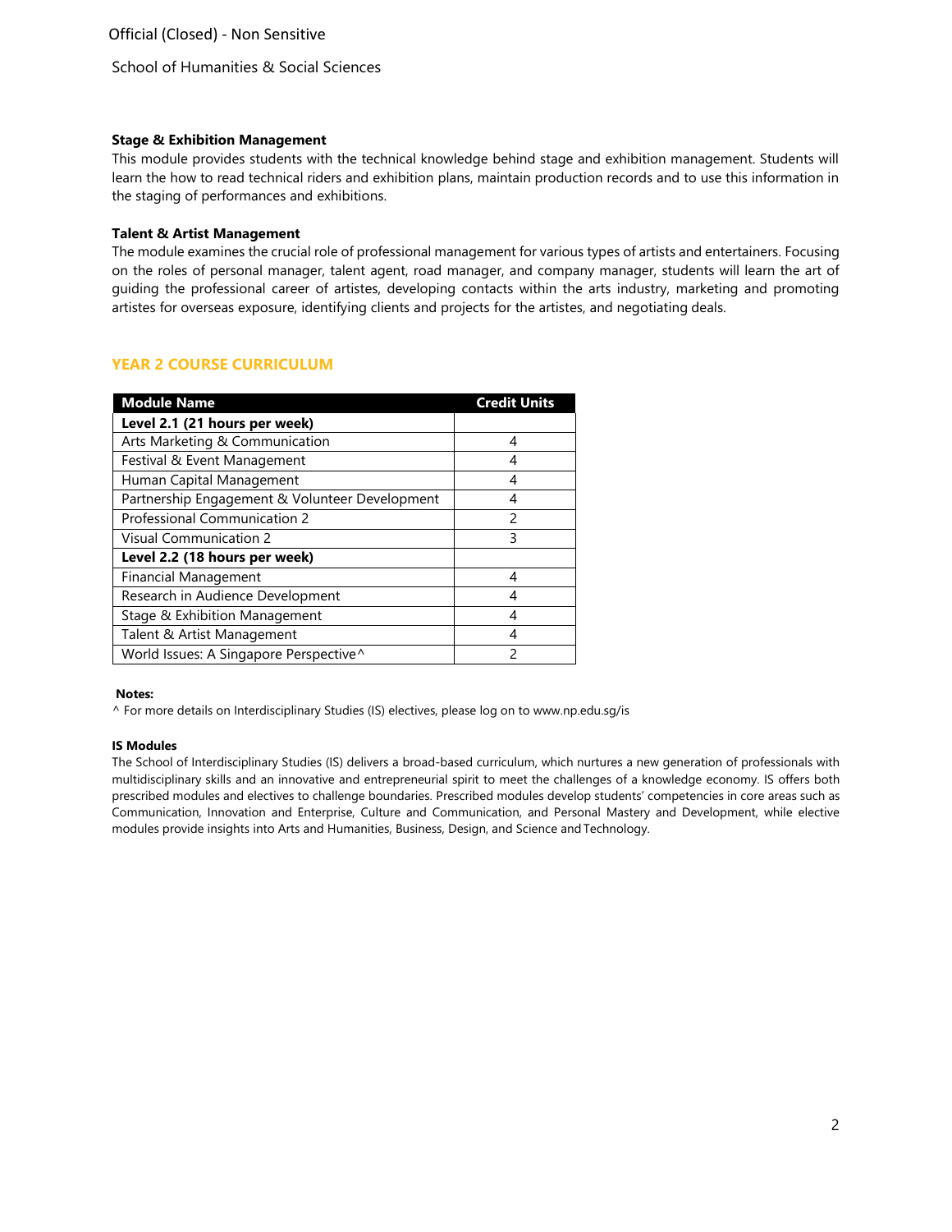### Stage & Exhibition Management

This module provides students with the technical knowledge behind stage and exhibition management. Students will learn the how to read technical riders and exhibition plans, maintain production records and to use this information in the staging of performances and exhibitions.

### Talent & Artist Management

The module examines the crucial role of professional management for various types of artists and entertainers. Focusing on the roles of personal manager, talent agent, road manager, and company manager, students will learn the art of guiding the professional career of artistes, developing contacts within the arts industry, marketing and promoting artistes for overseas exposure, identifying clients and projects for the artistes, and negotiating deals.

## YEAR 2 COURSE CURRICULUM

| Module Name | Credit Units |
|---|---|
| **Level 2.1 (21 hours per week)** | |
| Arts Marketing & Communication | 4 |
| Festival & Event Management | 4 |
| Human Capital Management | 4 |
| Partnership Engagement & Volunteer Development | 4 |
| Professional Communication 2 | 2 |
| Visual Communication 2 | 3 |
| **Level 2.2 (18 hours per week)** | |
| Financial Management | 4 |
| Research in Audience Development | 4 |
| Stage & Exhibition Management | 4 |
| Talent & Artist Management | 4 |
| World Issues: A Singapore Perspective^ | 2 |

**Notes:**

^ For more details on Interdisciplinary Studies (IS) electives, please log on to www.np.edu.sg/is

**IS Modules**

The School of Interdisciplinary Studies (IS) delivers a broad-based curriculum, which nurtures a new generation of professionals with multidisciplinary skills and an innovative and entrepreneurial spirit to meet the challenges of a knowledge economy. IS offers both prescribed modules and electives to challenge boundaries. Prescribed modules develop students' competencies in core areas such as Communication, Innovation and Enterprise, Culture and Communication, and Personal Mastery and Development, while elective modules provide insights into Arts and Humanities, Business, Design, and Science and Technology.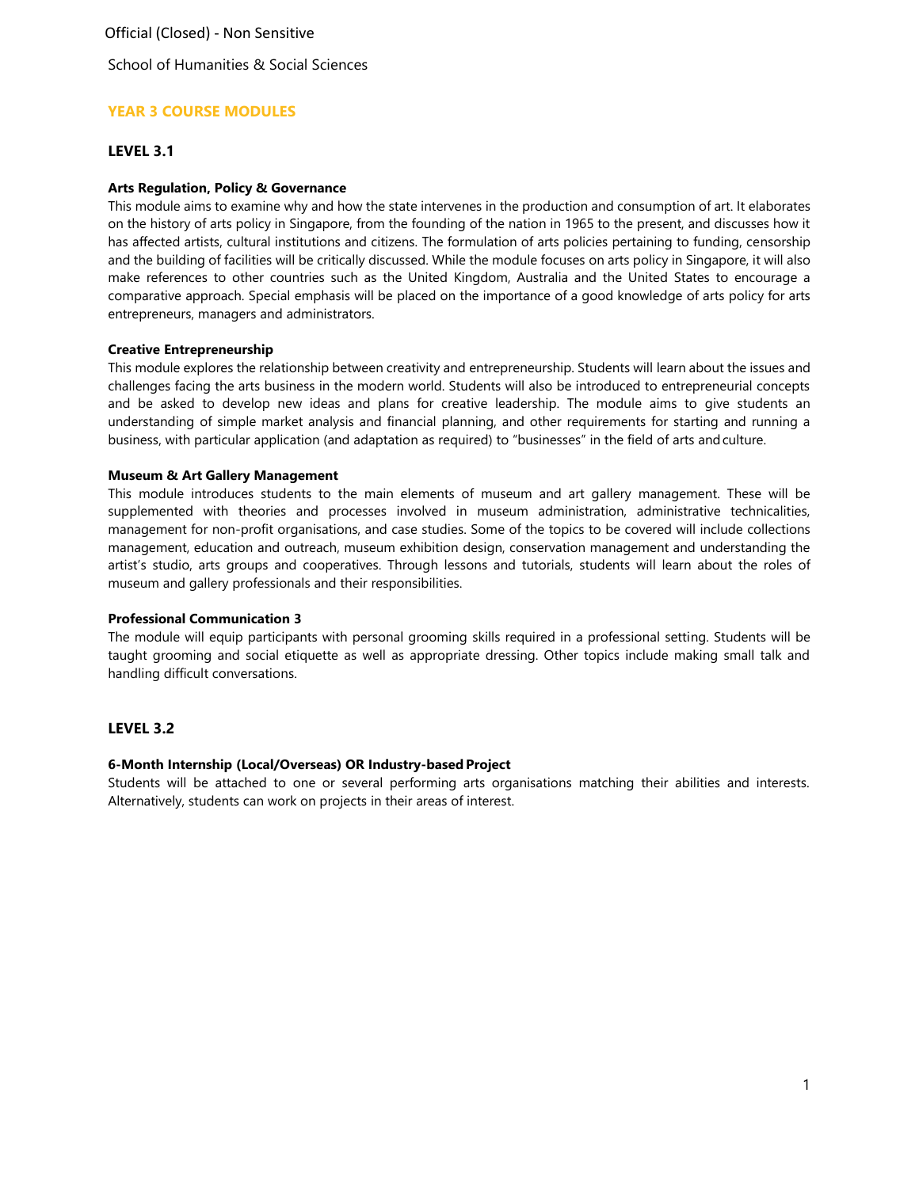## YEAR 3 COURSE MODULES

### LEVEL 3.1

**Arts Regulation, Policy & Governance**

This module aims to examine why and how the state intervenes in the production and consumption of art. It elaborates on the history of arts policy in Singapore, from the founding of the nation in 1965 to the present, and discusses how it has affected artists, cultural institutions and citizens. The formulation of arts policies pertaining to funding, censorship and the building of facilities will be critically discussed. While the module focuses on arts policy in Singapore, it will also make references to other countries such as the United Kingdom, Australia and the United States to encourage a comparative approach. Special emphasis will be placed on the importance of a good knowledge of arts policy for arts entrepreneurs, managers and administrators.

**Creative Entrepreneurship**

This module explores the relationship between creativity and entrepreneurship. Students will learn about the issues and challenges facing the arts business in the modern world. Students will also be introduced to entrepreneurial concepts and be asked to develop new ideas and plans for creative leadership. The module aims to give students an understanding of simple market analysis and financial planning, and other requirements for starting and running a business, with particular application (and adaptation as required) to "businesses" in the field of arts and culture.

**Museum & Art Gallery Management**

This module introduces students to the main elements of museum and art gallery management. These will be supplemented with theories and processes involved in museum administration, administrative technicalities, management for non-profit organisations, and case studies. Some of the topics to be covered will include collections management, education and outreach, museum exhibition design, conservation management and understanding the artist's studio, arts groups and cooperatives. Through lessons and tutorials, students will learn about the roles of museum and gallery professionals and their responsibilities.

**Professional Communication 3**

The module will equip participants with personal grooming skills required in a professional setting. Students will be taught grooming and social etiquette as well as appropriate dressing. Other topics include making small talk and handling difficult conversations.

### LEVEL 3.2

**6-Month Internship (Local/Overseas) OR Industry-based Project**

Students will be attached to one or several performing arts organisations matching their abilities and interests. Alternatively, students can work on projects in their areas of interest.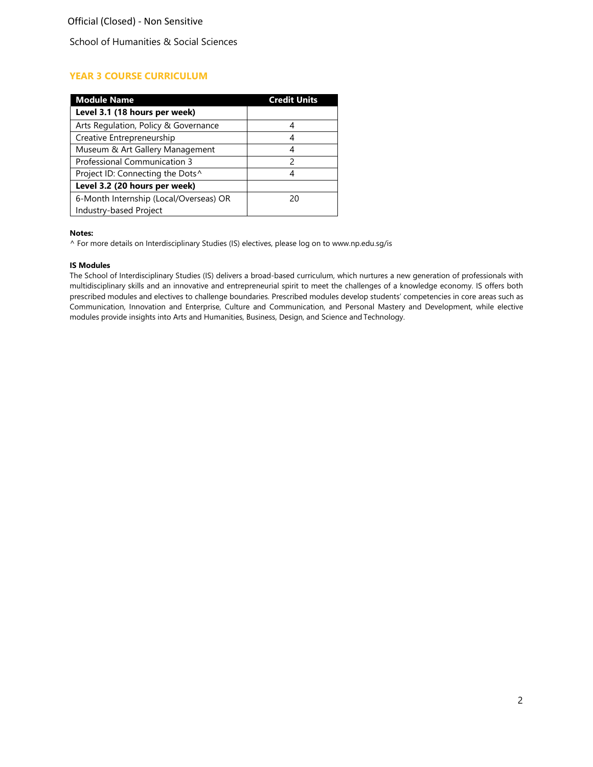School of Humanities & Social Sciences

## YEAR 3 COURSE CURRICULUM

| Module Name | Credit Units |
|---|---|
| **Level 3.1 (18 hours per week)** | |
| Arts Regulation, Policy & Governance | 4 |
| Creative Entrepreneurship | 4 |
| Museum & Art Gallery Management | 4 |
| Professional Communication 3 | 2 |
| Project ID: Connecting the Dots^ | 4 |
| **Level 3.2 (20 hours per week)** | |
| 6-Month Internship (Local/Overseas) OR Industry-based Project | 20 |

**Notes:**

^ For more details on Interdisciplinary Studies (IS) electives, please log on to www.np.edu.sg/is

**IS Modules**

The School of Interdisciplinary Studies (IS) delivers a broad-based curriculum, which nurtures a new generation of professionals with multidisciplinary skills and an innovative and entrepreneurial spirit to meet the challenges of a knowledge economy. IS offers both prescribed modules and electives to challenge boundaries. Prescribed modules develop students' competencies in core areas such as Communication, Innovation and Enterprise, Culture and Communication, and Personal Mastery and Development, while elective modules provide insights into Arts and Humanities, Business, Design, and Science and Technology.